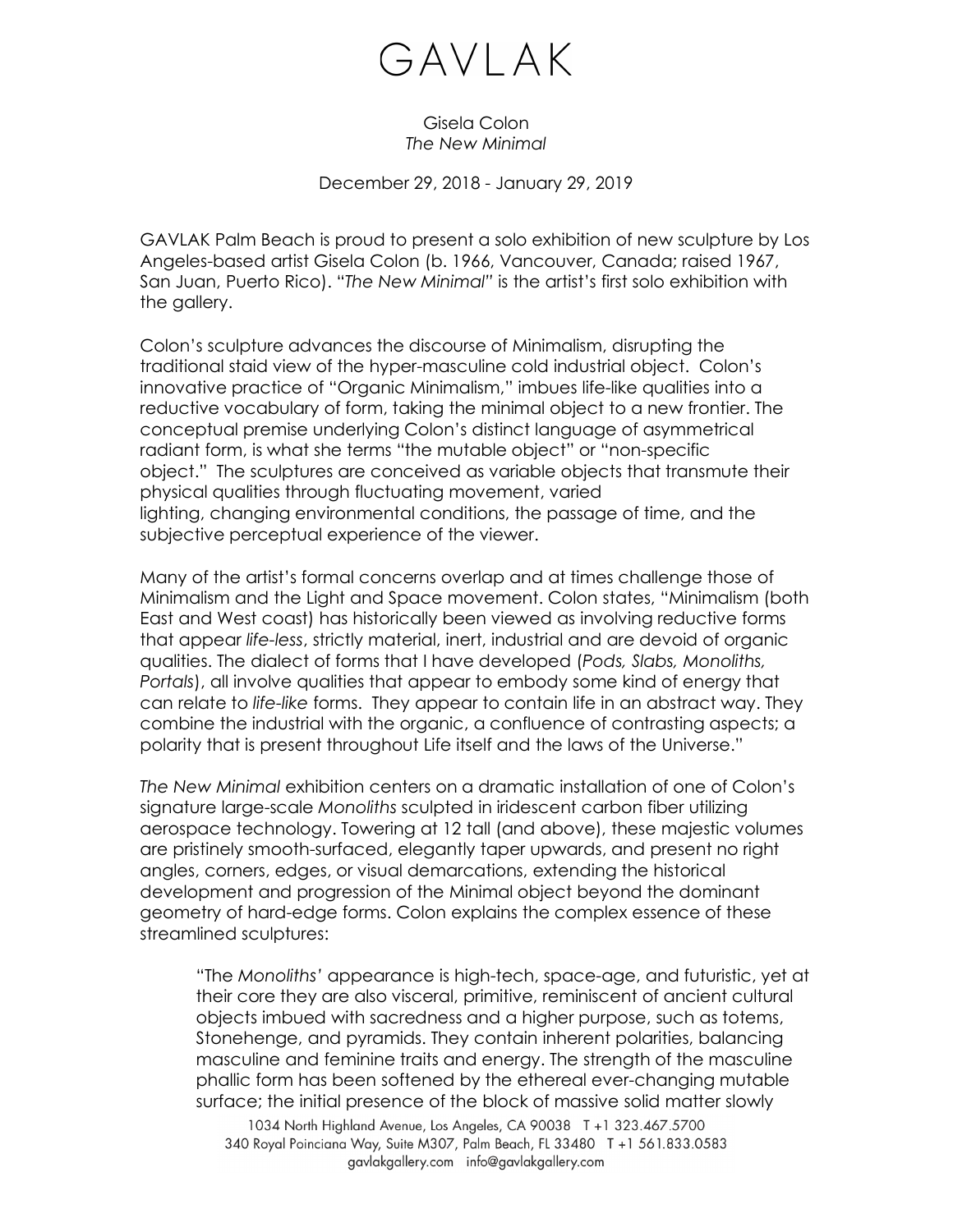# GAVLAK

Gisela Colon
*The New Minimal*

December 29, 2018 - January 29, 2019

GAVLAK Palm Beach is proud to present a solo exhibition of new sculpture by Los Angeles-based artist Gisela Colon (b. 1966, Vancouver, Canada; raised 1967, San Juan, Puerto Rico). "*The New Minimal*" is the artist's first solo exhibition with the gallery.

Colon's sculpture advances the discourse of Minimalism, disrupting the traditional staid view of the hyper-masculine cold industrial object. Colon's innovative practice of "Organic Minimalism," imbues life-like qualities into a reductive vocabulary of form, taking the minimal object to a new frontier. The conceptual premise underlying Colon's distinct language of asymmetrical radiant form, is what she terms "the mutable object" or "non-specific object." The sculptures are conceived as variable objects that transmute their physical qualities through fluctuating movement, varied lighting, changing environmental conditions, the passage of time, and the subjective perceptual experience of the viewer.

Many of the artist's formal concerns overlap and at times challenge those of Minimalism and the Light and Space movement. Colon states, "Minimalism (both East and West coast) has historically been viewed as involving reductive forms that appear *life-less*, strictly material, inert, industrial and are devoid of organic qualities. The dialect of forms that I have developed (*Pods, Slabs, Monoliths, Portals*), all involve qualities that appear to embody some kind of energy that can relate to *life-like* forms. They appear to contain life in an abstract way. They combine the industrial with the organic, a confluence of contrasting aspects; a polarity that is present throughout Life itself and the laws of the Universe."

*The New Minimal* exhibition centers on a dramatic installation of one of Colon's signature large-scale *Monoliths* sculpted in iridescent carbon fiber utilizing aerospace technology. Towering at 12 tall (and above), these majestic volumes are pristinely smooth-surfaced, elegantly taper upwards, and present no right angles, corners, edges, or visual demarcations, extending the historical development and progression of the Minimal object beyond the dominant geometry of hard-edge forms. Colon explains the complex essence of these streamlined sculptures:

> "The *Monoliths'* appearance is high-tech, space-age, and futuristic, yet at their core they are also visceral, primitive, reminiscent of ancient cultural objects imbued with sacredness and a higher purpose, such as totems, Stonehenge, and pyramids. They contain inherent polarities, balancing masculine and feminine traits and energy. The strength of the masculine phallic form has been softened by the ethereal ever-changing mutable surface; the initial presence of the block of massive solid matter slowly

1034 North Highland Avenue, Los Angeles, CA 90038 T +1 323.467.5700
340 Royal Poinciana Way, Suite M307, Palm Beach, FL 33480 T +1 561.833.0583
gavlakgallery.com info@gavlakgallery.com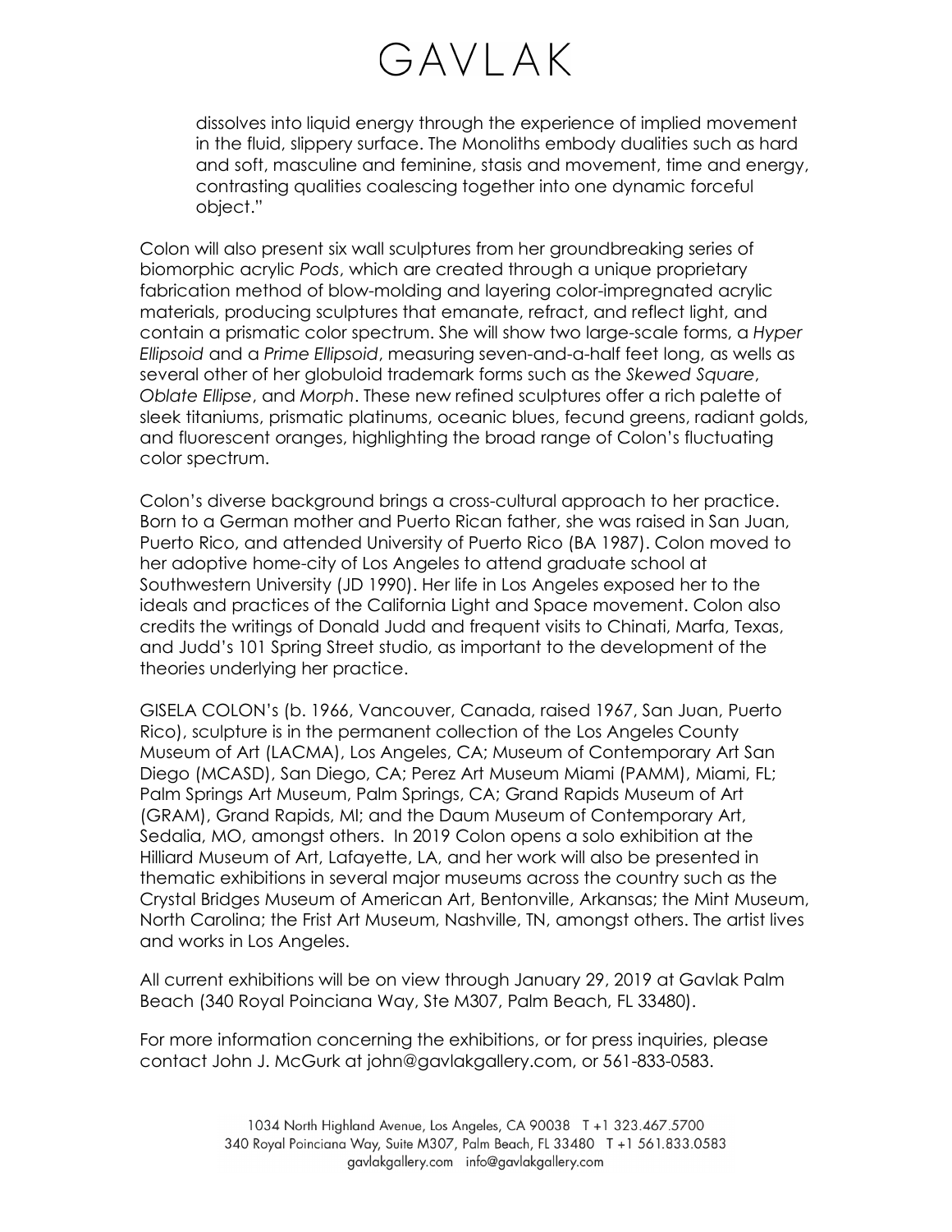dissolves into liquid energy through the experience of implied movement in the fluid, slippery surface. The Monoliths embody dualities such as hard and soft, masculine and feminine, stasis and movement, time and energy, contrasting qualities coalescing together into one dynamic forceful object."

Colon will also present six wall sculptures from her groundbreaking series of biomorphic acrylic *Pods*, which are created through a unique proprietary fabrication method of blow-molding and layering color-impregnated acrylic materials, producing sculptures that emanate, refract, and reflect light, and contain a prismatic color spectrum. She will show two large-scale forms, a *Hyper Ellipsoid* and a *Prime Ellipsoid*, measuring seven-and-a-half feet long, as wells as several other of her globuloid trademark forms such as the *Skewed Square*, *Oblate Ellipse*, and *Morph*. These new refined sculptures offer a rich palette of sleek titaniums, prismatic platinums, oceanic blues, fecund greens, radiant golds, and fluorescent oranges, highlighting the broad range of Colon's fluctuating color spectrum.

Colon's diverse background brings a cross-cultural approach to her practice. Born to a German mother and Puerto Rican father, she was raised in San Juan, Puerto Rico, and attended University of Puerto Rico (BA 1987). Colon moved to her adoptive home-city of Los Angeles to attend graduate school at Southwestern University (JD 1990). Her life in Los Angeles exposed her to the ideals and practices of the California Light and Space movement. Colon also credits the writings of Donald Judd and frequent visits to Chinati, Marfa, Texas, and Judd's 101 Spring Street studio, as important to the development of the theories underlying her practice.

GISELA COLON's (b. 1966, Vancouver, Canada, raised 1967, San Juan, Puerto Rico), sculpture is in the permanent collection of the Los Angeles County Museum of Art (LACMA), Los Angeles, CA; Museum of Contemporary Art San Diego (MCASD), San Diego, CA; Perez Art Museum Miami (PAMM), Miami, FL; Palm Springs Art Museum, Palm Springs, CA; Grand Rapids Museum of Art (GRAM), Grand Rapids, MI; and the Daum Museum of Contemporary Art, Sedalia, MO, amongst others. In 2019 Colon opens a solo exhibition at the Hilliard Museum of Art, Lafayette, LA, and her work will also be presented in thematic exhibitions in several major museums across the country such as the Crystal Bridges Museum of American Art, Bentonville, Arkansas; the Mint Museum, North Carolina; the Frist Art Museum, Nashville, TN, amongst others. The artist lives and works in Los Angeles.

All current exhibitions will be on view through January 29, 2019 at Gavlak Palm Beach (340 Royal Poinciana Way, Ste M307, Palm Beach, FL 33480).

For more information concerning the exhibitions, or for press inquiries, please contact John J. McGurk at john@gavlakgallery.com, or 561-833-0583.